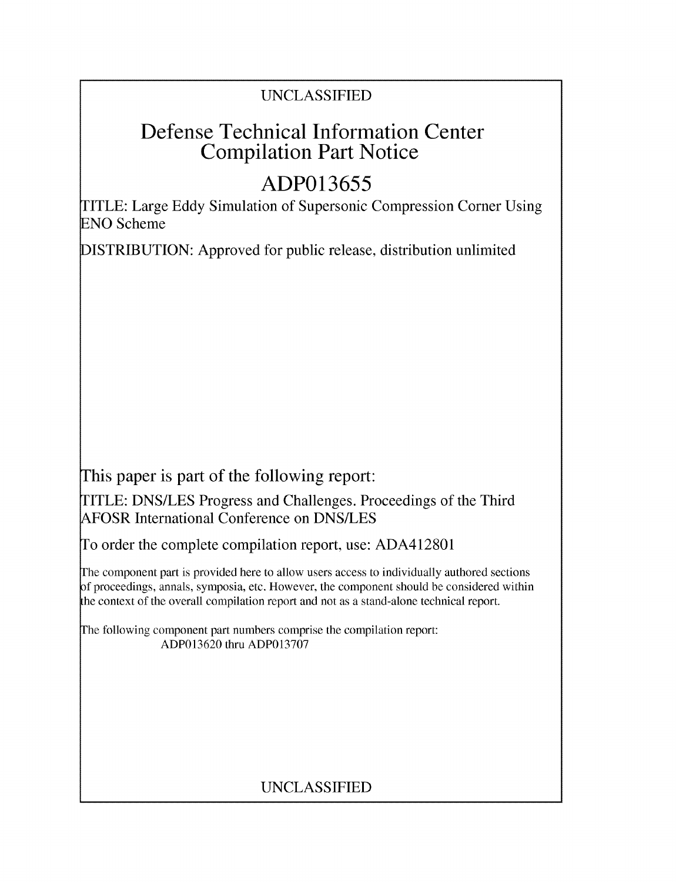UNCLASSIFIED

# Defense Technical Information Center Compilation Part Notice

## ADP013655

TITLE: Large Eddy Simulation of Supersonic Compression Corner Using ENO Scheme

DISTRIBUTION: Approved for public release, distribution unlimited

This paper is part of the following report:

TITLE: DNS/LES Progress and Challenges. Proceedings of the Third AFOSR International Conference on DNS/LES

To order the complete compilation report, use: ADA412801

The component part is provided here to allow users access to individually authored sections of proceedings, annals, symposia, etc. However, the component should be considered within the context of the overall compilation report and not as a stand-alone technical report.

The following component part numbers comprise the compilation report:
ADP013620 thru ADP013707

UNCLASSIFIED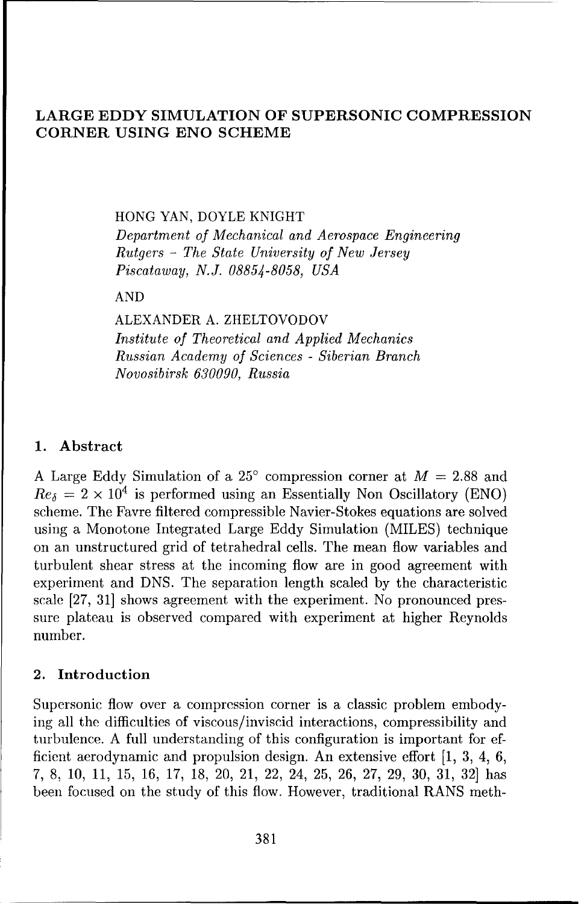# LARGE EDDY SIMULATION OF SUPERSONIC COMPRESSION CORNER USING ENO SCHEME

HONG YAN, DOYLE KNIGHT

*Department of Mechanical and Aerospace Engineering*
*Rutgers – The State University of New Jersey*
*Piscataway, N.J. 08854-8058, USA*

AND

ALEXANDER A. ZHELTOVODOV

*Institute of Theoretical and Applied Mechanics*
*Russian Academy of Sciences - Siberian Branch*
*Novosibirsk 630090, Russia*

## 1. Abstract

A Large Eddy Simulation of a 25° compression corner at $M = 2.88$ and $Re_\delta = 2 \times 10^4$ is performed using an Essentially Non Oscillatory (ENO) scheme. The Favre filtered compressible Navier-Stokes equations are solved using a Monotone Integrated Large Eddy Simulation (MILES) technique on an unstructured grid of tetrahedral cells. The mean flow variables and turbulent shear stress at the incoming flow are in good agreement with experiment and DNS. The separation length scaled by the characteristic scale [27, 31] shows agreement with the experiment. No pronounced pressure plateau is observed compared with experiment at higher Reynolds number.

## 2. Introduction

Supersonic flow over a compression corner is a classic problem embodying all the difficulties of viscous/inviscid interactions, compressibility and turbulence. A full understanding of this configuration is important for efficient aerodynamic and propulsion design. An extensive effort [1, 3, 4, 6, 7, 8, 10, 11, 15, 16, 17, 18, 20, 21, 22, 24, 25, 26, 27, 29, 30, 31, 32] has been focused on the study of this flow. However, traditional RANS meth-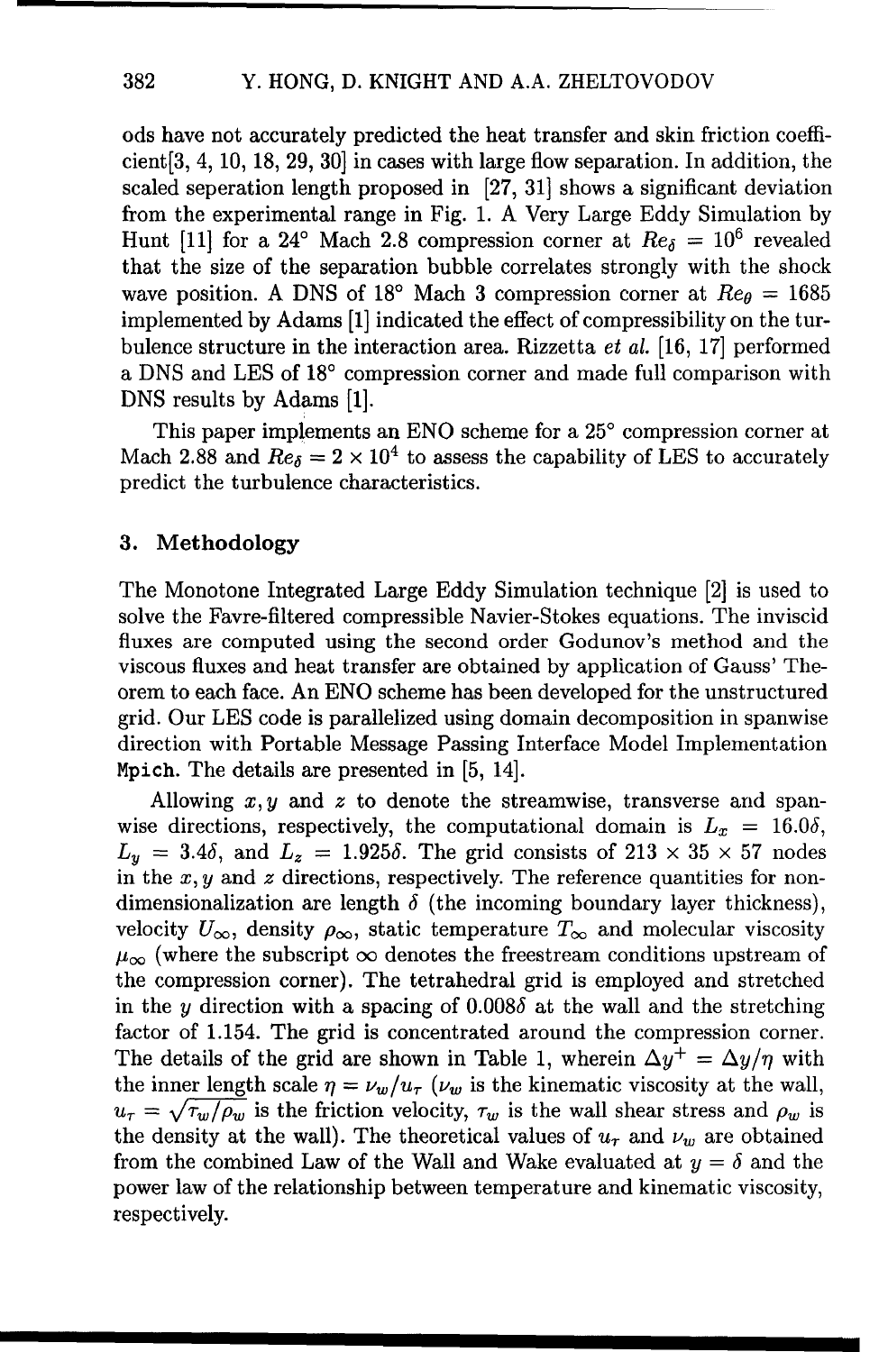ods have not accurately predicted the heat transfer and skin friction coefficient[3, 4, 10, 18, 29, 30] in cases with large flow separation. In addition, the scaled seperation length proposed in [27, 31] shows a significant deviation from the experimental range in Fig. 1. A Very Large Eddy Simulation by Hunt [11] for a 24° Mach 2.8 compression corner at $Re_\delta = 10^6$ revealed that the size of the separation bubble correlates strongly with the shock wave position. A DNS of 18° Mach 3 compression corner at $Re_\theta = 1685$ implemented by Adams [1] indicated the effect of compressibility on the turbulence structure in the interaction area. Rizzetta *et al.* [16, 17] performed a DNS and LES of 18° compression corner and made full comparison with DNS results by Adams [1].

This paper implements an ENO scheme for a 25° compression corner at Mach 2.88 and $Re_\delta = 2 \times 10^4$ to assess the capability of LES to accurately predict the turbulence characteristics.

## 3. Methodology

The Monotone Integrated Large Eddy Simulation technique [2] is used to solve the Favre-filtered compressible Navier-Stokes equations. The inviscid fluxes are computed using the second order Godunov's method and the viscous fluxes and heat transfer are obtained by application of Gauss' Theorem to each face. An ENO scheme has been developed for the unstructured grid. Our LES code is parallelized using domain decomposition in spanwise direction with Portable Message Passing Interface Model Implementation `Mpich`. The details are presented in [5, 14].

Allowing $x, y$ and $z$ to denote the streamwise, transverse and spanwise directions, respectively, the computational domain is $L_x = 16.0\delta$, $L_y = 3.4\delta$, and $L_z = 1.925\delta$. The grid consists of $213 \times 35 \times 57$ nodes in the $x, y$ and $z$ directions, respectively. The reference quantities for nondimensionalization are length $\delta$ (the incoming boundary layer thickness), velocity $U_\infty$, density $\rho_\infty$, static temperature $T_\infty$ and molecular viscosity $\mu_\infty$ (where the subscript $\infty$ denotes the freestream conditions upstream of the compression corner). The tetrahedral grid is employed and stretched in the $y$ direction with a spacing of $0.008\delta$ at the wall and the stretching factor of 1.154. The grid is concentrated around the compression corner. The details of the grid are shown in Table 1, wherein $\Delta y^+ = \Delta y/\eta$ with the inner length scale $\eta = \nu_w/u_\tau$ ($\nu_w$ is the kinematic viscosity at the wall, $u_\tau = \sqrt{\tau_w/\rho_w}$ is the friction velocity, $\tau_w$ is the wall shear stress and $\rho_w$ is the density at the wall). The theoretical values of $u_\tau$ and $\nu_w$ are obtained from the combined Law of the Wall and Wake evaluated at $y = \delta$ and the power law of the relationship between temperature and kinematic viscosity, respectively.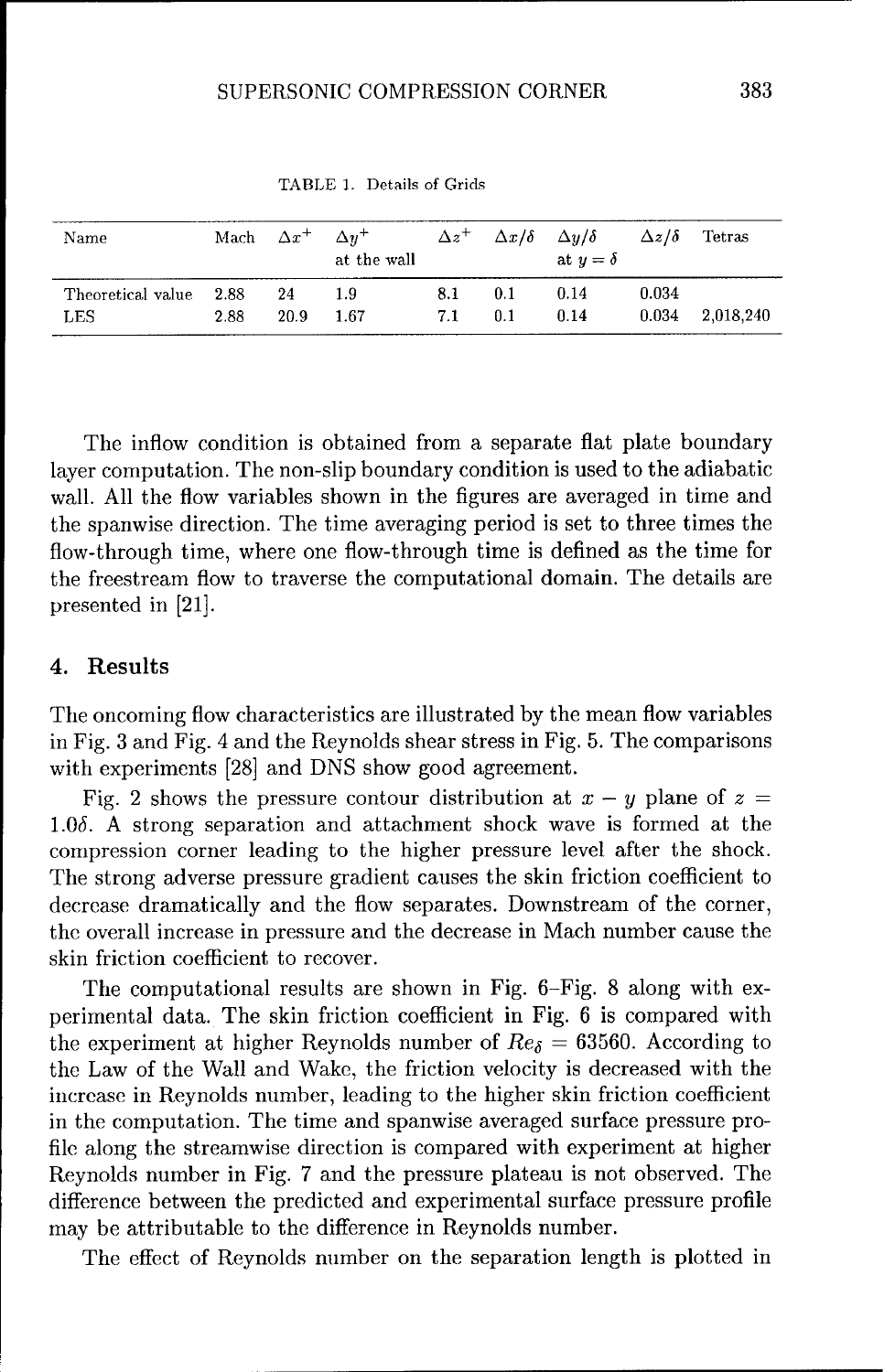TABLE 1. Details of Grids

| Name | Mach | $\Delta x^+$ | $\Delta y^+$ at the wall | $\Delta z^+$ | $\Delta x/\delta$ | $\Delta y/\delta$ at $y = \delta$ | $\Delta z/\delta$ | Tetras |
|---|---|---|---|---|---|---|---|---|
| Theoretical value | 2.88 | 24 | 1.9 | 8.1 | 0.1 | 0.14 | 0.034 | |
| LES | 2.88 | 20.9 | 1.67 | 7.1 | 0.1 | 0.14 | 0.034 | 2,018,240 |

The inflow condition is obtained from a separate flat plate boundary layer computation. The non-slip boundary condition is used to the adiabatic wall. All the flow variables shown in the figures are averaged in time and the spanwise direction. The time averaging period is set to three times the flow-through time, where one flow-through time is defined as the time for the freestream flow to traverse the computational domain. The details are presented in [21].

## 4. Results

The oncoming flow characteristics are illustrated by the mean flow variables in Fig. 3 and Fig. 4 and the Reynolds shear stress in Fig. 5. The comparisons with experiments [28] and DNS show good agreement.

Fig. 2 shows the pressure contour distribution at $x - y$ plane of $z = 1.0\delta$. A strong separation and attachment shock wave is formed at the compression corner leading to the higher pressure level after the shock. The strong adverse pressure gradient causes the skin friction coefficient to decrease dramatically and the flow separates. Downstream of the corner, the overall increase in pressure and the decrease in Mach number cause the skin friction coefficient to recover.

The computational results are shown in Fig. 6–Fig. 8 along with experimental data. The skin friction coefficient in Fig. 6 is compared with the experiment at higher Reynolds number of $Re_\delta = 63560$. According to the Law of the Wall and Wake, the friction velocity is decreased with the increase in Reynolds number, leading to the higher skin friction coefficient in the computation. The time and spanwise averaged surface pressure profile along the streamwise direction is compared with experiment at higher Reynolds number in Fig. 7 and the pressure plateau is not observed. The difference between the predicted and experimental surface pressure profile may be attributable to the difference in Reynolds number.

The effect of Reynolds number on the separation length is plotted in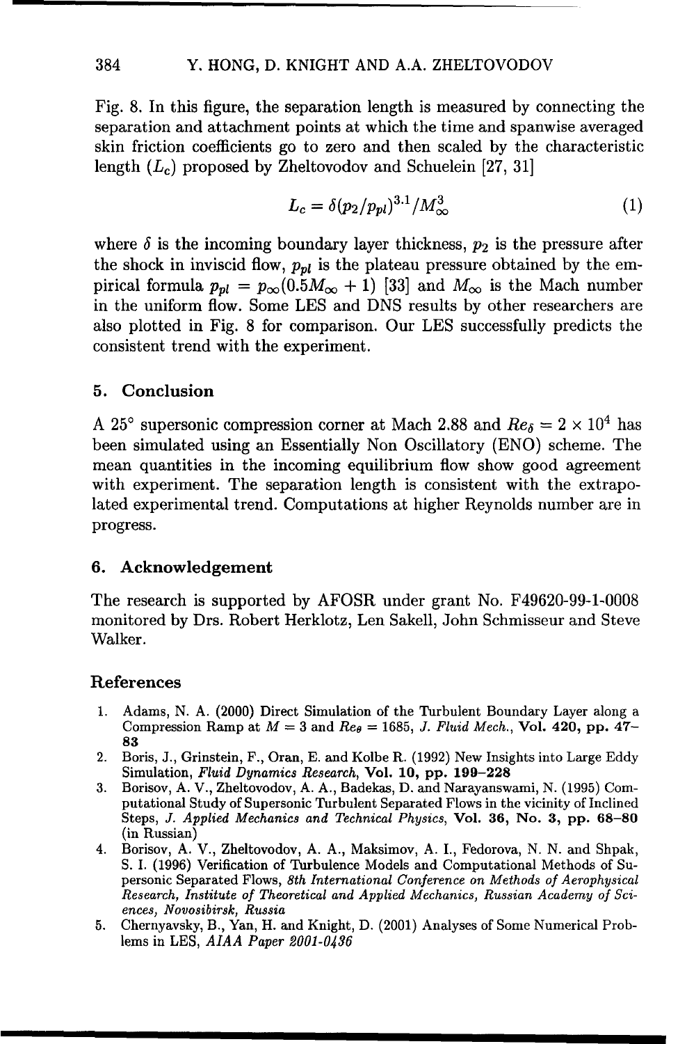Fig. 8. In this figure, the separation length is measured by connecting the separation and attachment points at which the time and spanwise averaged skin friction coefficients go to zero and then scaled by the characteristic length ($L_c$) proposed by Zheltovodov and Schuelein [27, 31]

$$L_c = \delta(p_2/p_{pl})^{3.1}/M_\infty^3 \tag{1}$$

where $\delta$ is the incoming boundary layer thickness, $p_2$ is the pressure after the shock in inviscid flow, $p_{pl}$ is the plateau pressure obtained by the empirical formula $p_{pl} = p_\infty(0.5M_\infty + 1)$ [33] and $M_\infty$ is the Mach number in the uniform flow. Some LES and DNS results by other researchers are also plotted in Fig. 8 for comparison. Our LES successfully predicts the consistent trend with the experiment.

## 5. Conclusion

A 25° supersonic compression corner at Mach 2.88 and $Re_\delta = 2 \times 10^4$ has been simulated using an Essentially Non Oscillatory (ENO) scheme. The mean quantities in the incoming equilibrium flow show good agreement with experiment. The separation length is consistent with the extrapolated experimental trend. Computations at higher Reynolds number are in progress.

## 6. Acknowledgement

The research is supported by AFOSR under grant No. F49620-99-1-0008 monitored by Drs. Robert Herklotz, Len Sakell, John Schmisseur and Steve Walker.

## References

1. Adams, N. A. (2000) Direct Simulation of the Turbulent Boundary Layer along a Compression Ramp at $M = 3$ and $Re_\theta = 1685$, *J. Fluid Mech.*, **Vol. 420, pp. 47–83**
2. Boris, J., Grinstein, F., Oran, E. and Kolbe R. (1992) New Insights into Large Eddy Simulation, *Fluid Dynamics Research*, **Vol. 10, pp. 199–228**
3. Borisov, A. V., Zheltovodov, A. A., Badekas, D. and Narayanswami, N. (1995) Computational Study of Supersonic Turbulent Separated Flows in the vicinity of Inclined Steps, *J. Applied Mechanics and Technical Physics*, **Vol. 36, No. 3, pp. 68–80** (in Russian)
4. Borisov, A. V., Zheltovodov, A. A., Maksimov, A. I., Fedorova, N. N. and Shpak, S. I. (1996) Verification of Turbulence Models and Computational Methods of Supersonic Separated Flows, *8th International Conference on Methods of Aerophysical Research, Institute of Theoretical and Applied Mechanics, Russian Academy of Sciences, Novosibirsk, Russia*
5. Chernyavsky, B., Yan, H. and Knight, D. (2001) Analyses of Some Numerical Problems in LES, *AIAA Paper 2001-0436*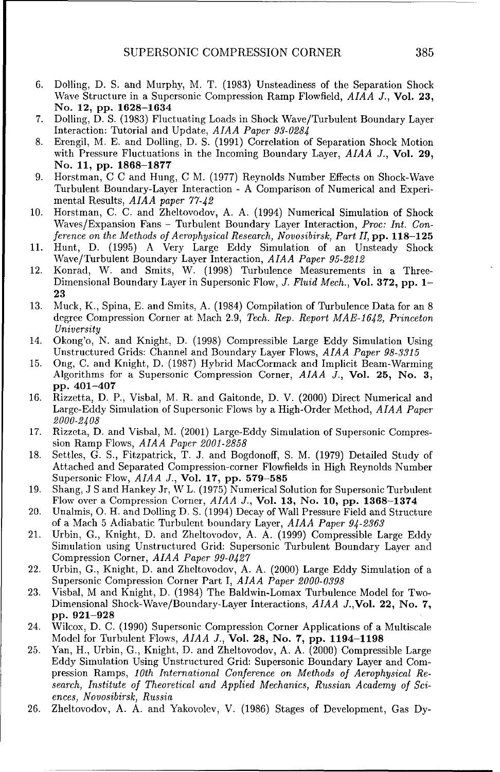6. Dolling, D. S. and Murphy, M. T. (1983) Unsteadiness of the Separation Shock Wave Structure in a Supersonic Compression Ramp Flowfield, *AIAA J.*, **Vol. 23, No. 12, pp. 1628–1634**
7. Dolling, D. S. (1983) Fluctuating Loads in Shock Wave/Turbulent Boundary Layer Interaction: Tutorial and Update, *AIAA Paper 93-0284*
8. Erengil, M. E. and Dolling, D. S. (1991) Correlation of Separation Shock Motion with Pressure Fluctuations in the Incoming Boundary Layer, *AIAA J.*, **Vol. 29, No. 11, pp. 1868–1877**
9. Horstman, C C and Hung, C M. (1977) Reynolds Number Effects on Shock-Wave Turbulent Boundary-Layer Interaction - A Comparison of Numerical and Experimental Results, *AIAA paper 77-42*
10. Horstman, C. C. and Zheltovodov, A. A. (1994) Numerical Simulation of Shock Waves/Expansion Fans – Turbulent Boundary Layer Interaction, *Proc: Int. Conference on the Methods of Aerophysical Research, Novosibirsk, Part II*, **pp. 118–125**
11. Hunt, D. (1995) A Very Large Eddy Simulation of an Unsteady Shock Wave/Turbulent Boundary Layer Interaction, *AIAA Paper 95-2212*
12. Konrad, W. and Smits, W. (1998) Turbulence Measurements in a Three-Dimensional Boundary Layer in Supersonic Flow, *J. Fluid Mech.*, **Vol. 372, pp. 1–23**
13. Muck, K., Spina, E. and Smits, A. (1984) Compilation of Turbulence Data for an 8 degree Compression Corner at Mach 2.9, *Tech. Rep. Report MAE-1642, Princeton University*
14. Okong'o, N. and Knight, D. (1998) Compressible Large Eddy Simulation Using Unstructured Grids: Channel and Boundary Layer Flows, *AIAA Paper 98-3315*
15. Ong, C. and Knight, D. (1987) Hybrid MacCormack and Implicit Beam-Warming Algorithms for a Supersonic Compression Corner, *AIAA J.*, **Vol. 25, No. 3, pp. 401–407**
16. Rizzetta, D. P., Visbal, M. R. and Gaitonde, D. V. (2000) Direct Numerical and Large-Eddy Simulation of Supersonic Flows by a High-Order Method, *AIAA Paper 2000-2408*
17. Rizzeta, D. and Visbal, M. (2001) Large-Eddy Simulation of Supersonic Compression Ramp Flows, *AIAA Paper 2001-2858*
18. Settles, G. S., Fitzpatrick, T. J. and Bogdonoff, S. M. (1979) Detailed Study of Attached and Separated Compression-corner Flowfields in High Reynolds Number Supersonic Flow, *AIAA J.*, **Vol. 17, pp. 579–585**
19. Shang, J S and Hankey Jr, W L. (1975) Numerical Solution for Supersonic Turbulent Flow over a Compression Corner, *AIAA J.*, **Vol. 13, No. 10, pp. 1368–1374**
20. Unalmis, O. H. and Dolling D. S. (1994) Decay of Wall Pressure Field and Structure of a Mach 5 Adiabatic Turbulent boundary Layer, *AIAA Paper 94-2363*
21. Urbin, G., Knight, D. and Zheltovodov, A. A. (1999) Compressible Large Eddy Simulation using Unstructured Grid: Supersonic Turbulent Boundary Layer and Compression Corner, *AIAA Paper 99-0427*
22. Urbin, G., Knight, D. and Zheltovodov, A. A. (2000) Large Eddy Simulation of a Supersonic Compression Corner Part I, *AIAA Paper 2000-0398*
23. Visbal, M and Knight, D. (1984) The Baldwin-Lomax Turbulence Model for Two-Dimensional Shock-Wave/Boundary-Layer Interactions, *AIAA J.*, **Vol. 22, No. 7, pp. 921–928**
24. Wilcox, D. C. (1990) Supersonic Compression Corner Applications of a Multiscale Model for Turbulent Flows, *AIAA J.*, **Vol. 28, No. 7, pp. 1194–1198**
25. Yan, H., Urbin, G., Knight, D. and Zheltovodov, A. A. (2000) Compressible Large Eddy Simulation Using Unstructured Grid: Supersonic Boundary Layer and Compression Ramps, *10th International Conference on Methods of Aerophysical Research, Institute of Theoretical and Applied Mechanics, Russian Academy of Sciences, Novosibirsk, Russia*
26. Zheltovodov, A. A. and Yakovolev, V. (1986) Stages of Development, Gas Dy-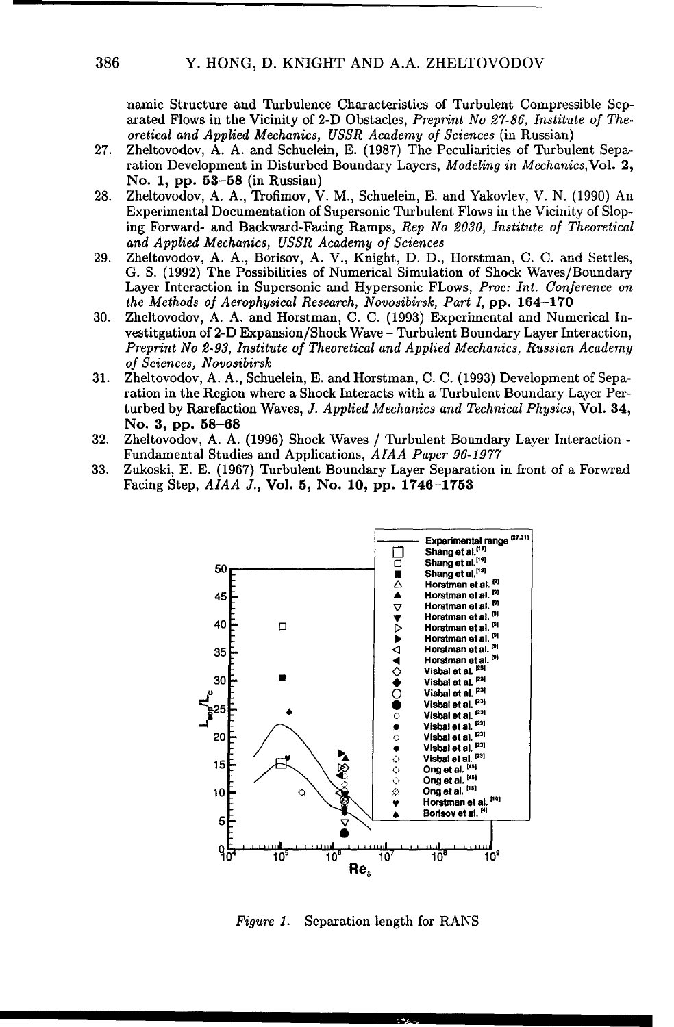namic Structure and Turbulence Characteristics of Turbulent Compressible Separated Flows in the Vicinity of 2-D Obstacles, *Preprint No 27-86, Institute of Theoretical and Applied Mechanics, USSR Academy of Sciences* (in Russian)

27. Zheltovodov, A. A. and Schuelein, E. (1987) The Peculiarities of Turbulent Separation Development in Disturbed Boundary Layers, *Modeling in Mechanics*, **Vol. 2, No. 1, pp. 53–58** (in Russian)
28. Zheltovodov, A. A., Trofimov, V. M., Schuelein, E. and Yakovlev, V. N. (1990) An Experimental Documentation of Supersonic Turbulent Flows in the Vicinity of Sloping Forward- and Backward-Facing Ramps, *Rep No 2030, Institute of Theoretical and Applied Mechanics, USSR Academy of Sciences*
29. Zheltovodov, A. A., Borisov, A. V., Knight, D. D., Horstman, C. C. and Settles, G. S. (1992) The Possibilities of Numerical Simulation of Shock Waves/Boundary Layer Interaction in Supersonic and Hypersonic FLows, *Proc: Int. Conference on the Methods of Aerophysical Research, Novosibirsk, Part I*, **pp. 164–170**
30. Zheltovodov, A. A. and Horstman, C. C. (1993) Experimental and Numerical Investitgation of 2-D Expansion/Shock Wave – Turbulent Boundary Layer Interaction, *Preprint No 2-93, Institute of Theoretical and Applied Mechanics, Russian Academy of Sciences, Novosibirsk*
31. Zheltovodov, A. A., Schuelein, E. and Horstman, C. C. (1993) Development of Separation in the Region where a Shock Interacts with a Turbulent Boundary Layer Perturbed by Rarefaction Waves, *J. Applied Mechanics and Technical Physics*, **Vol. 34, No. 3, pp. 58–68**
32. Zheltovodov, A. A. (1996) Shock Waves / Turbulent Boundary Layer Interaction - Fundamental Studies and Applications, *AIAA Paper 96-1977*
33. Zukoski, E. E. (1967) Turbulent Boundary Layer Separation in front of a Forwrad Facing Step, *AIAA J.*, **Vol. 5, No. 10, pp. 1746–1753**

*Figure 1.* Separation length for RANS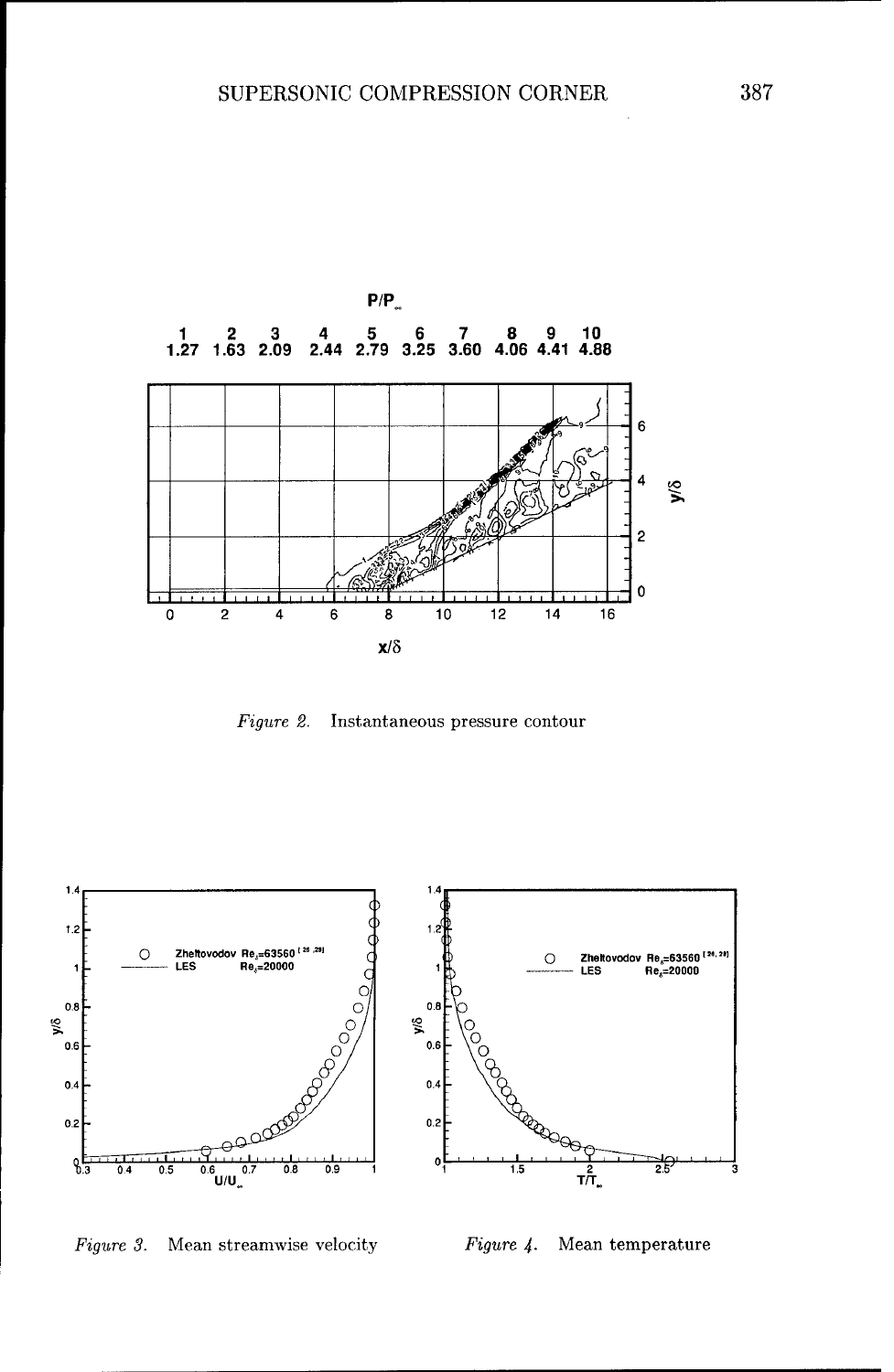*Figure 2.* Instantaneous pressure contour

*Figure 3.* Mean streamwise velocity

*Figure 4.* Mean temperature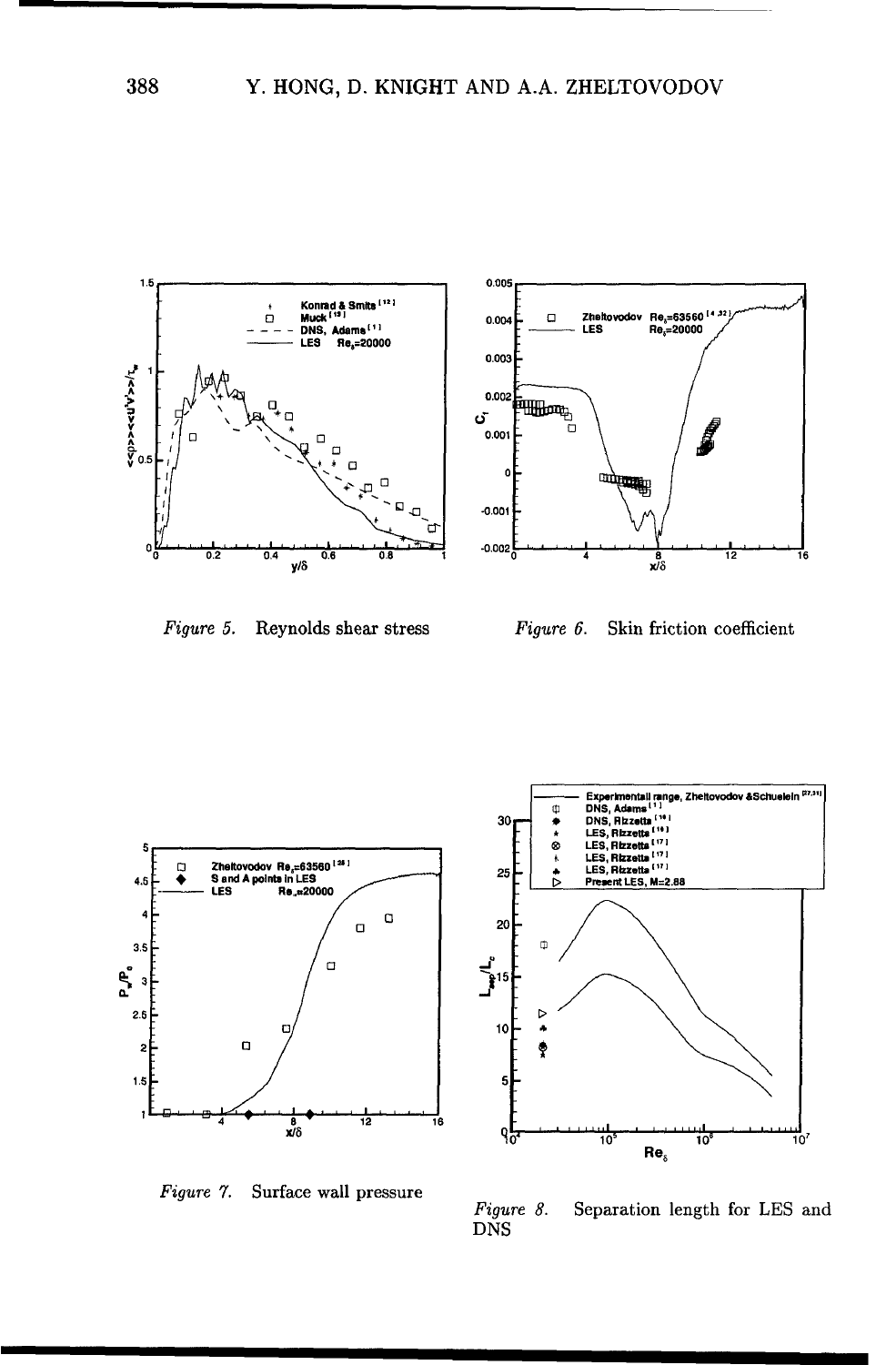Konrad & Smits [12]
Muck [13]
DNS, Adams [1]
LES $Re_\delta$=20000

$<\rho><u'v'>/\tau_w$

1.5
1
0.5
0
0
0.2
0.4
0.6
0.8
1
$y/\delta$

*Figure 5.* Reynolds shear stress

Zheltovodov $Re_\delta$=63560 [4,32]
LES $Re_\delta$=20000

$C_f$

0.005
0.004
0.003
0.002
0.001
0
-0.001
-0.002
0
4
8
12
16
$x/\delta$

*Figure 6.* Skin friction coefficient

Zheltovodov $Re_\delta$=63560 [28]
S and A points in LES
LES $Re_\delta$=20000

$P_w/P_\infty$

5
4.5
4
3.5
3
2.5
2
1.5
1
4
8
12
16
$x/\delta$

*Figure 7.* Surface wall pressure

Experimentall range, Zheltovodov &Schuelein [27,31]
DNS, Adams [1]
DNS, Rizzetta [16]
LES, Rizzetta [16]
LES, Rizzetta [17]
LES, Rizzetta [17]
LES, Rizzetta [17]
Present LES, M=2.88

$L_{sep}/L_c$

30
25
20
15
10
5
0
$10^4$
$10^5$
$10^6$
$10^7$
$Re_\delta$

*Figure 8.* Separation length for LES and DNS